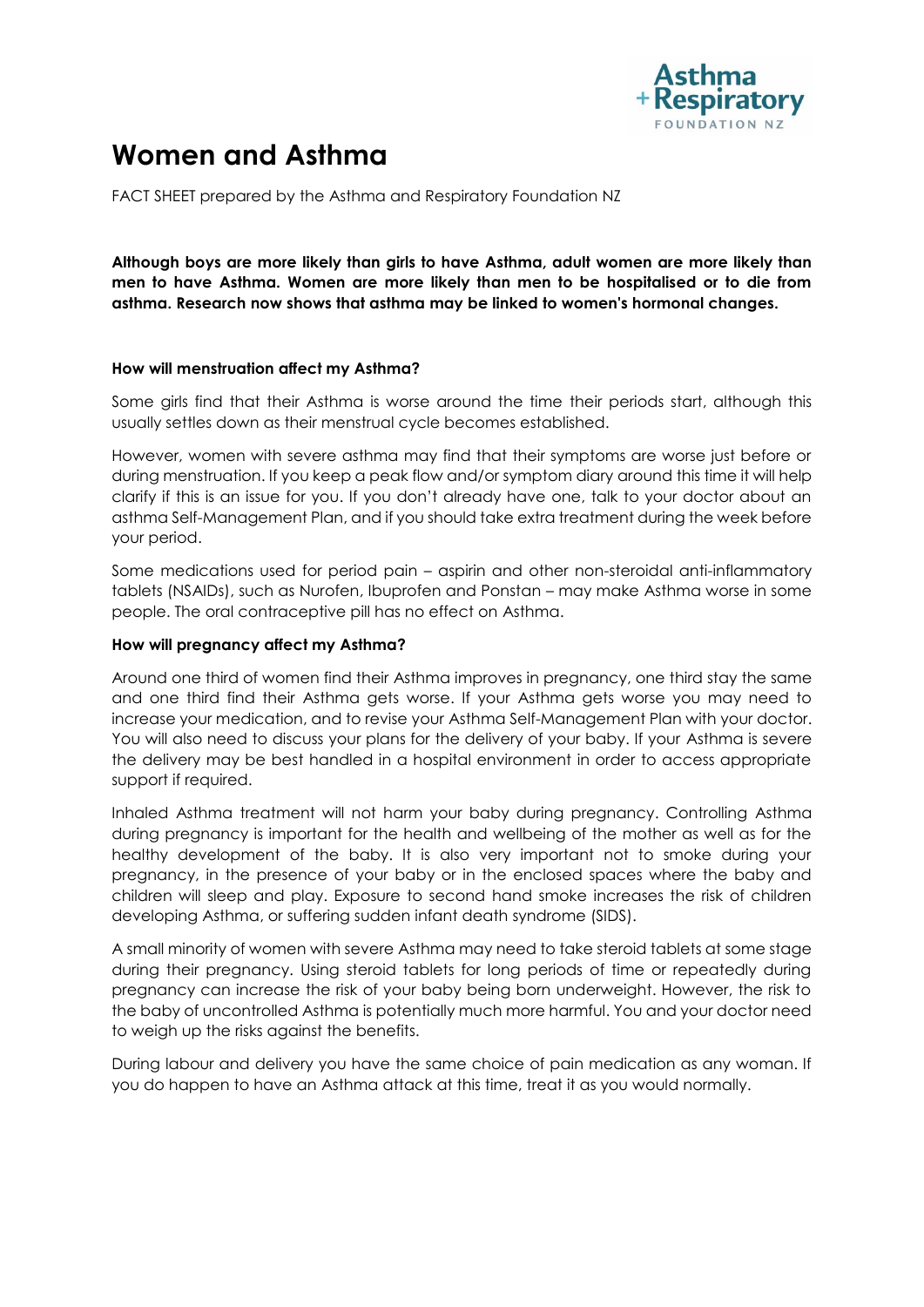# Women and Asthma

FACT SHEET prepared by the Asthma and Respiratory Foundation NZ

**Although boys are more likely than girls to have Asthma, adult women are more likely than men to have Asthma. Women are more likely than men to be hospitalised or to die from asthma. Research now shows that asthma may be linked to women's hormonal changes.**

### How will menstruation affect my Asthma?

Some girls find that their Asthma is worse around the time their periods start, although this usually settles down as their menstrual cycle becomes established.

However, women with severe asthma may find that their symptoms are worse just before or during menstruation. If you keep a peak flow and/or symptom diary around this time it will help clarify if this is an issue for you. If you don't already have one, talk to your doctor about an asthma Self-Management Plan, and if you should take extra treatment during the week before your period.

Some medications used for period pain – aspirin and other non-steroidal anti-inflammatory tablets (NSAIDs), such as Nurofen, Ibuprofen and Ponstan – may make Asthma worse in some people. The oral contraceptive pill has no effect on Asthma.

### How will pregnancy affect my Asthma?

Around one third of women find their Asthma improves in pregnancy, one third stay the same and one third find their Asthma gets worse. If your Asthma gets worse you may need to increase your medication, and to revise your Asthma Self-Management Plan with your doctor. You will also need to discuss your plans for the delivery of your baby. If your Asthma is severe the delivery may be best handled in a hospital environment in order to access appropriate support if required.

Inhaled Asthma treatment will not harm your baby during pregnancy. Controlling Asthma during pregnancy is important for the health and wellbeing of the mother as well as for the healthy development of the baby. It is also very important not to smoke during your pregnancy, in the presence of your baby or in the enclosed spaces where the baby and children will sleep and play. Exposure to second hand smoke increases the risk of children developing Asthma, or suffering sudden infant death syndrome (SIDS).

A small minority of women with severe Asthma may need to take steroid tablets at some stage during their pregnancy. Using steroid tablets for long periods of time or repeatedly during pregnancy can increase the risk of your baby being born underweight. However, the risk to the baby of uncontrolled Asthma is potentially much more harmful. You and your doctor need to weigh up the risks against the benefits.

During labour and delivery you have the same choice of pain medication as any woman. If you do happen to have an Asthma attack at this time, treat it as you would normally.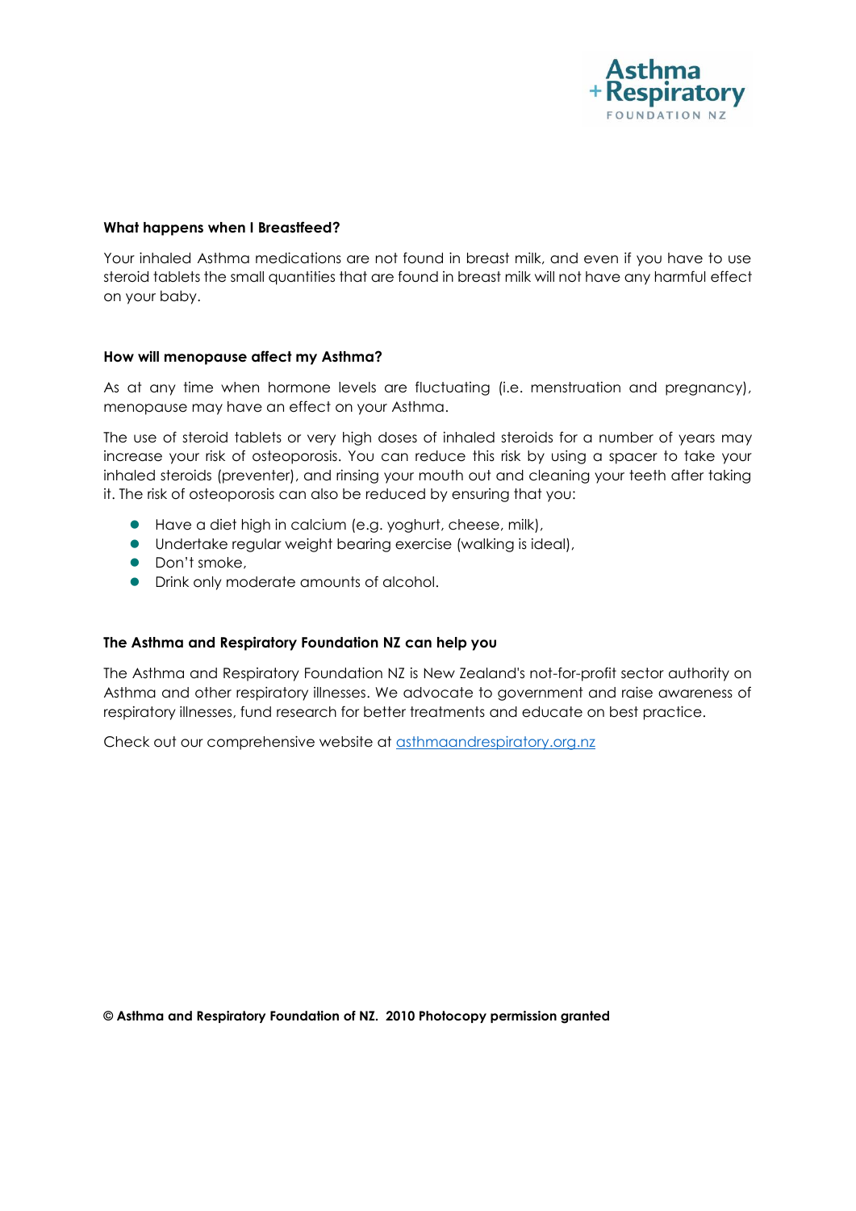**What happens when I Breastfeed?**

Your inhaled Asthma medications are not found in breast milk, and even if you have to use steroid tablets the small quantities that are found in breast milk will not have any harmful effect on your baby.

**How will menopause affect my Asthma?**

As at any time when hormone levels are fluctuating (i.e. menstruation and pregnancy), menopause may have an effect on your Asthma.

The use of steroid tablets or very high doses of inhaled steroids for a number of years may increase your risk of osteoporosis. You can reduce this risk by using a spacer to take your inhaled steroids (preventer), and rinsing your mouth out and cleaning your teeth after taking it. The risk of osteoporosis can also be reduced by ensuring that you:

- Have a diet high in calcium (e.g. yoghurt, cheese, milk),
- Undertake regular weight bearing exercise (walking is ideal),
- Don't smoke,
- Drink only moderate amounts of alcohol.

**The Asthma and Respiratory Foundation NZ can help you**

The Asthma and Respiratory Foundation NZ is New Zealand's not-for-profit sector authority on Asthma and other respiratory illnesses. We advocate to government and raise awareness of respiratory illnesses, fund research for better treatments and educate on best practice.

Check out our comprehensive website at [asthmaandrespiratory.org.nz](asthmaandrespiratory.org.nz)

**© Asthma and Respiratory Foundation of NZ. 2010 Photocopy permission granted**